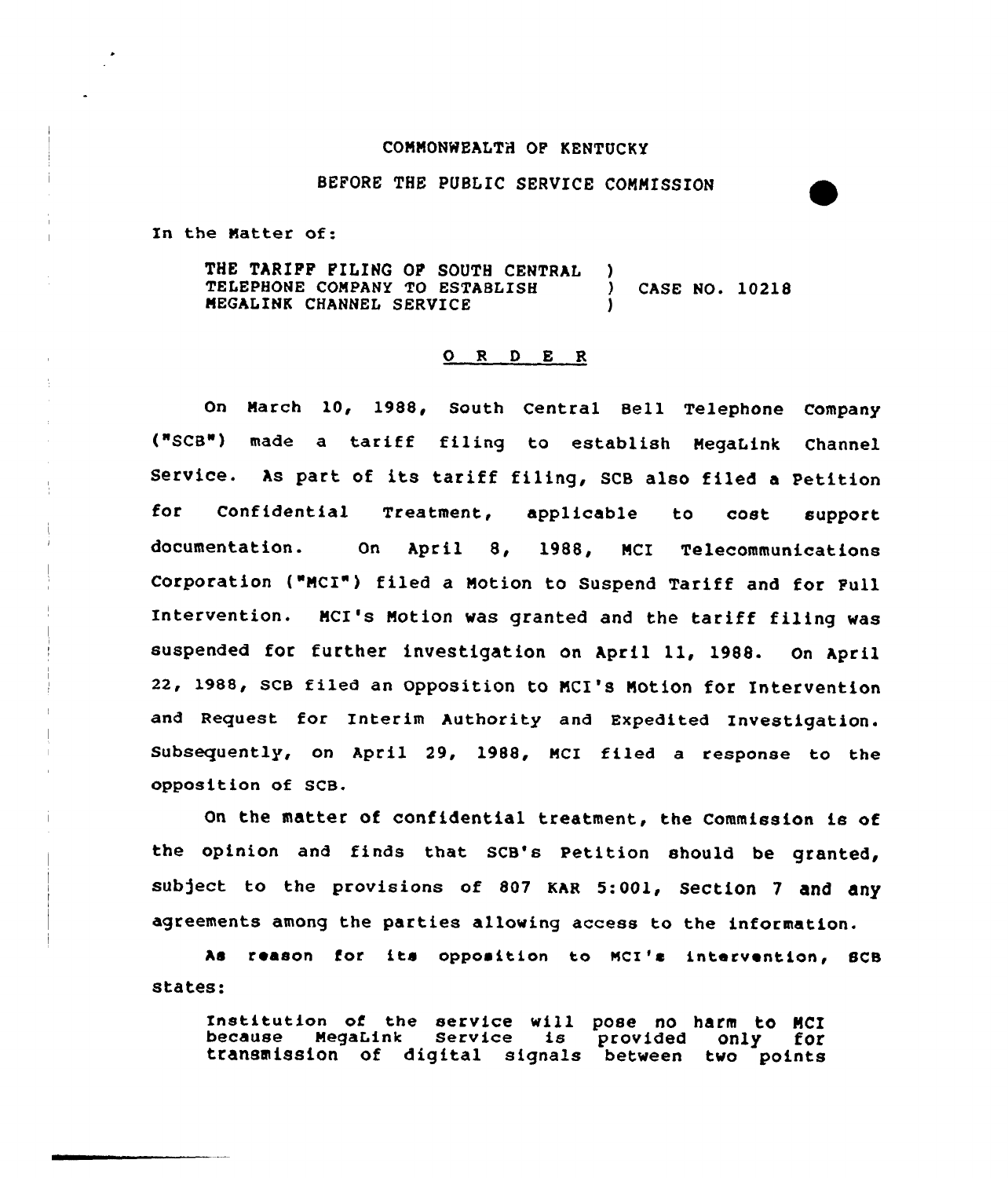COMMONWEALTH OF KENTUCKY

BEFORE THE PUBLIC SERVICE COMMISSION

In the Matter of:

THE TARIFF FILING OF SOUTH CENTRAL TELEPHONE COMPANY TO ESTABLISH MEGALINK CHANNEL SERVICE ) CASE NO. 10218

O R D E R

On March 10, 1988, South Central Bell Telephone Company ("SCB") made a tariff filing to establish MegaLink Channel Service. As part of its tariff filing, SCB also filed a Petition for Confidential Treatment, applicable to cost support documentation. On April 8, 1988, MCI Telecommunications Corporation ("MCI") filed a Motion to Suspend Tariff and for Full Intervention. MCI's Motion was granted and the tariff filing was suspended for further investigation on April 11, 1988. On April 22, 1988, SCB filed an Opposition to MCI's Motion for Intervention and Request for Interim Authority and Expedited Investigation. Subsequently, on April 29, 1988, MCI filed a response to the opposition of SCB.

On the matter of confidential treatment, the Commission is of the opinion and finds that SCB's Petition should be granted, subject to the provisions of 807 KAR 5:001, Section 7 and any agreements among the parties allowing access to the information.

As reason for its opposition to MCI's intervention, SCB states:

> Institution of the service will pose no harm to MCI because MegaLink Service is provided only for transmission of digital signals between two points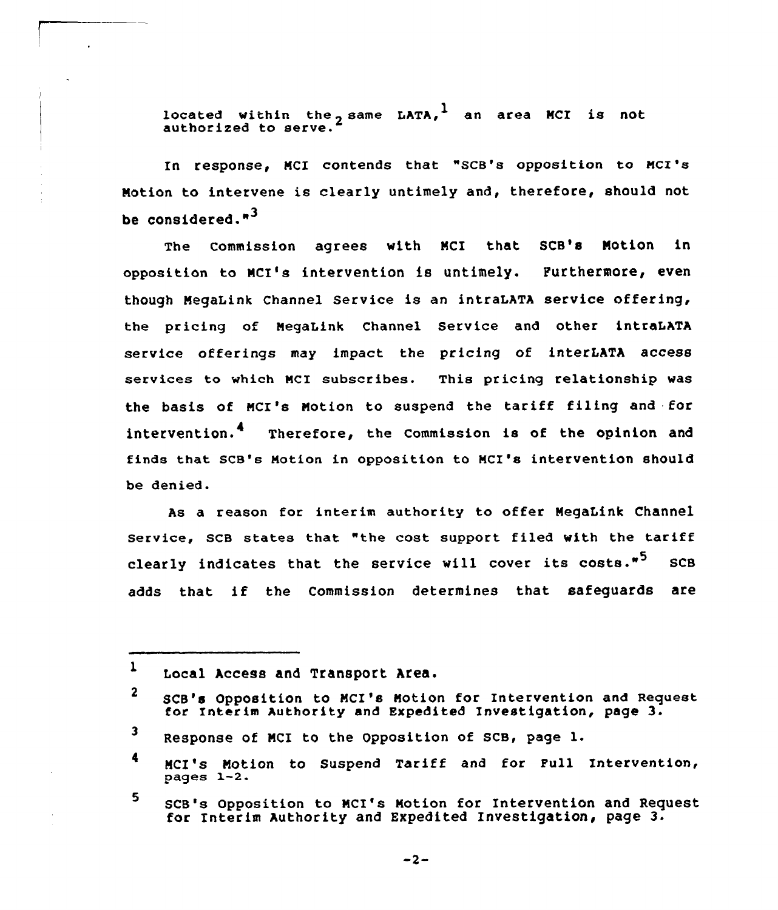located within the same LATA,[1] an area MCI is not authorized to serve.[2]

In response, MCI contends that "SCB's opposition to MCI's Motion to intervene is clearly untimely and, therefore, should not be considered."[3]

The Commission agrees with MCI that SCB's Motion in opposition to MCI's intervention is untimely. Furthermore, even though MegaLink Channel Service is an intraLATA service offering, the pricing of MegaLink Channel Service and other intraLATA service offerings may impact the pricing of interLATA access services to which MCI subscribes. This pricing relationship was the basis of MCI's Motion to suspend the tariff filing and for intervention.[4] Therefore, the Commission is of the opinion and finds that SCB's Motion in opposition to MCI's intervention should be denied.

As a reason for interim authority to offer MegaLink Channel Service, SCB states that "the cost support filed with the tariff clearly indicates that the service will cover its costs."[5] SCB adds that if the Commission determines that safeguards are

---

1 Local Access and Transport Area.

2 SCB's Opposition to MCI's Motion for Intervention and Request for Interim Authority and Expedited Investigation, page 3.

3 Response of MCI to the Opposition of SCB, page 1.

4 MCI's Motion to Suspend Tariff and for Full Intervention, pages 1-2.

5 SCB's Opposition to MCI's Motion for Intervention and Request for Interim Authority and Expedited Investigation, page 3.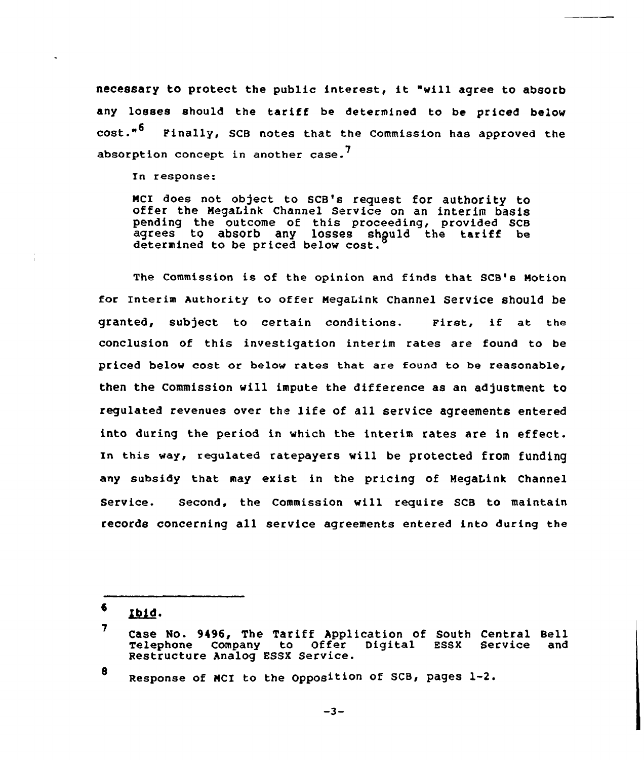necessary to protect the public interest, it "will agree to absorb any losses should the tariff be determined to be priced below cost."[6] Finally, SCB notes that the Commission has approved the absorption concept in another case.[7]

In response:

> MCI does not object to SCB's request for authority to offer the MegaLink Channel Service on an interim basis pending the outcome of this proceeding, provided SCB agrees to absorb any losses should the tariff be determined to be priced below cost.[8]

The Commission is of the opinion and finds that SCB's Motion for Interim Authority to offer MegaLink Channel Service should be granted, subject to certain conditions. First, if at the conclusion of this investigation interim rates are found to be priced below cost or below rates that are found to be reasonable, then the Commission will impute the difference as an adjustment to regulated revenues over the life of all service agreements entered into during the period in which the interim rates are in effect. In this way, regulated ratepayers will be protected from funding any subsidy that may exist in the pricing of MegaLink Channel Service. Second, the Commission will require SCB to maintain records concerning all service agreements entered into during the

---

[6] Ibid.

[7] Case No. 9496, The Tariff Application of South Central Bell Telephone Company to Offer Digital ESSX Service and Restructure Analog ESSX Service.

[8] Response of MCI to the Opposition of SCB, pages 1-2.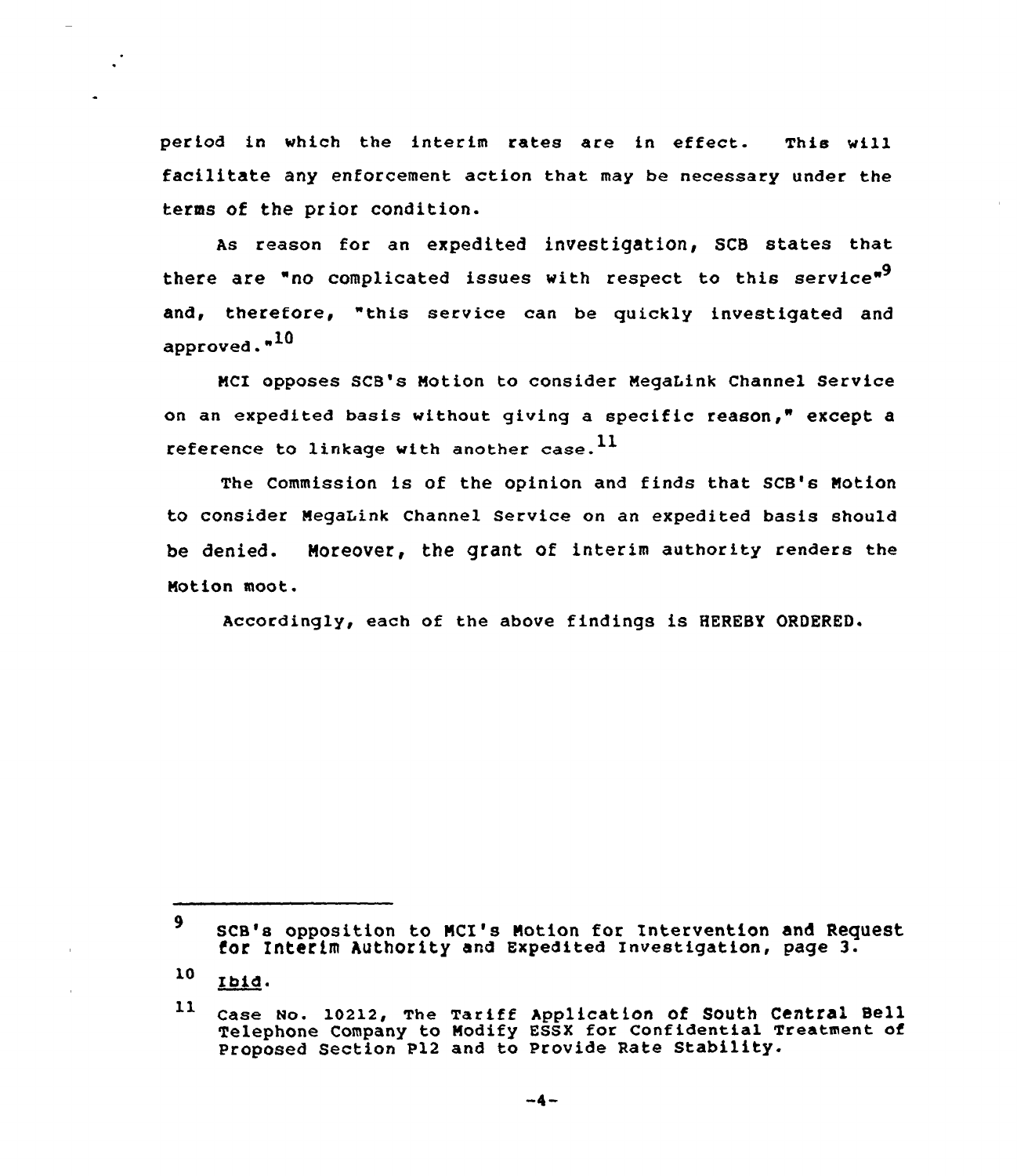period in which the interim rates are in effect. This will facilitate any enforcement action that may be necessary under the terms of the prior condition.

As reason for an expedited investigation, SCB states that there are "no complicated issues with respect to this service"[9] and, therefore, "this service can be quickly investigated and approved."[10]

MCI opposes SCB's Motion to consider MegaLink Channel Service on an expedited basis without giving a specific reason," except a reference to linkage with another case.[11]

The Commission is of the opinion and finds that SCB's Motion to consider MegaLink Channel Service on an expedited basis should be denied. Moreover, the grant of interim authority renders the Motion moot.

Accordingly, each of the above findings is HEREBY ORDERED.

---

[9] SCB's opposition to MCI's Motion for Intervention and Request for Interim Authority and Expedited Investigation, page 3.

[10] Ibid.

[11] Case No. 10212, The Tariff Application of South Central Bell Telephone Company to Modify ESSX for Confidential Treatment of Proposed Section P12 and to Provide Rate Stability.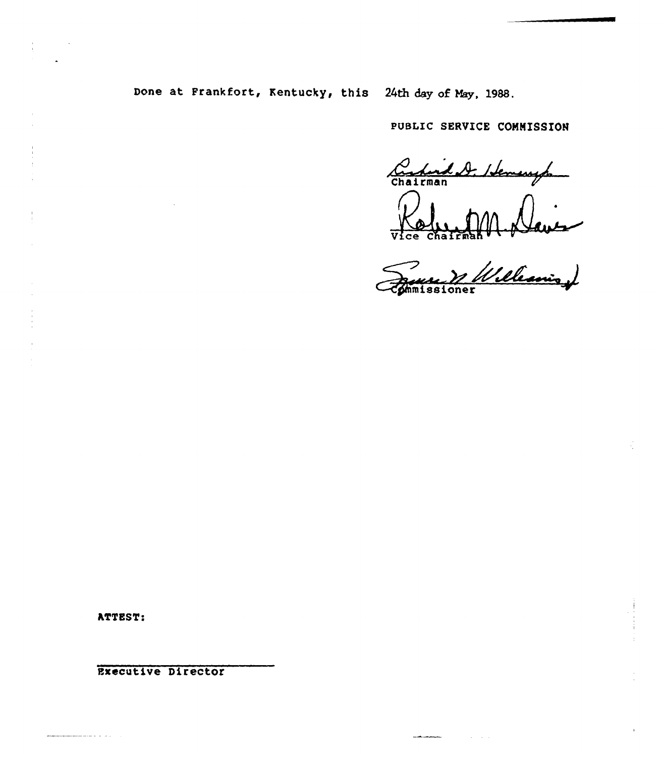Done at Frankfort, Kentucky, this 24th day of May, 1988.

PUBLIC SERVICE COMMISSION

Chairman

Vice Chairman

Commissioner

ATTEST:

Executive Director